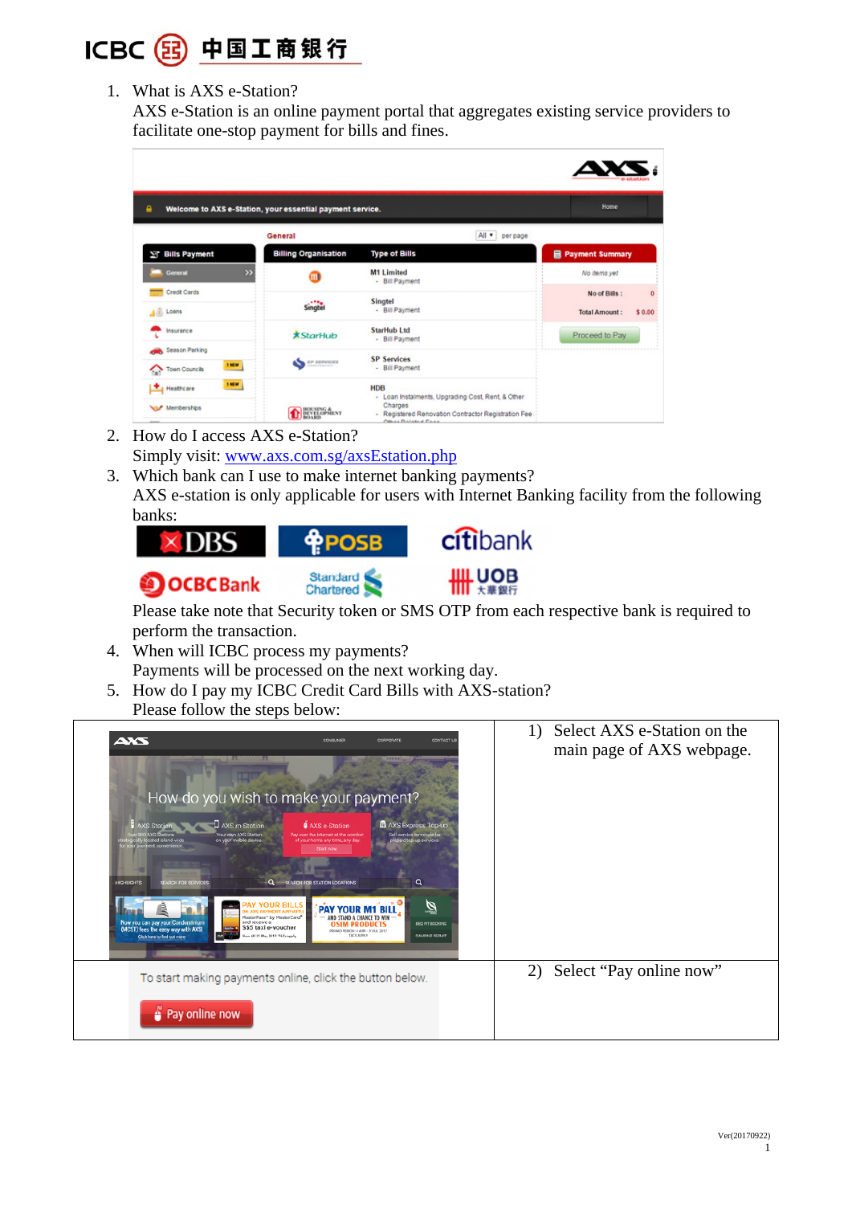1. What is AXS e-Station?
   AXS e-Station is an online payment portal that aggregates existing service providers to facilitate one-stop payment for bills and fines.

2. How do I access AXS e-Station?
   Simply visit: [www.axs.com.sg/axsEstation.php](http://www.axs.com.sg/axsEstation.php)

3. Which bank can I use to make internet banking payments?
   AXS e-station is only applicable for users with Internet Banking facility from the following banks:

   Please take note that Security token or SMS OTP from each respective bank is required to perform the transaction.

4. When will ICBC process my payments?
   Payments will be processed on the next working day.

5. How do I pay my ICBC Credit Card Bills with AXS-station?
   Please follow the steps below:

| | |
|---|---|
| | 1) Select AXS e-Station on the main page of AXS webpage. |
| | 2) Select "Pay online now" |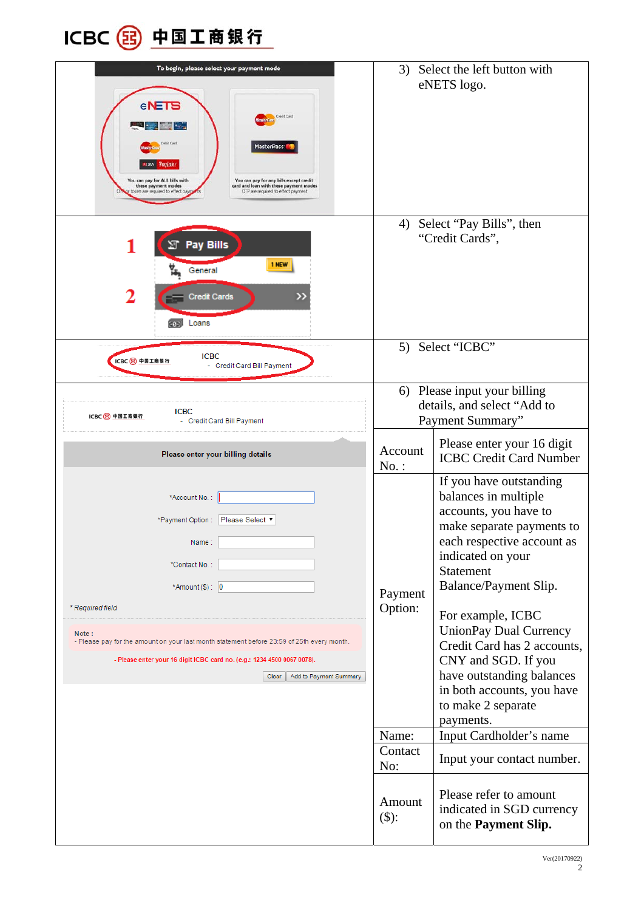| | |
|---|---|
| To begin, please select your payment mode<br><br>eNETS<br>Debit Card<br>You can pay for ALL bills with these payment modes<br>OTP or token are required to effect payments<br><br>Credit Card<br>MasterPass<br>You can pay for any bills except credit card and loan with these payment modes<br>OTP are required to effect payment | 3) Select the left button with eNETS logo. |
| 1 Pay Bills<br>General 1 NEW<br>2 Credit Cards<br>Loans | 4) Select "Pay Bills", then "Credit Cards", |
| ICBC 中国工商银行 ICBC - Credit Card Bill Payment | 5) Select "ICBC" |

| | | |
|---|---|---|
| ICBC 中国工商银行 ICBC - Credit Card Bill Payment<br><br>Please enter your billing details<br><br>*Account No. :<br>*Payment Option : Please Select<br>Name :<br>*Contact No. :<br>*Amount ($) : 0<br><br>* Required field<br><br>Note :<br>- Please pay for the amount on your last month statement before 23:59 of 25th every month.<br><br>- Please enter your 16 digit ICBC card no. (e.g.: 1234 4500 0067 0078).<br><br>Clear Add to Payment Summary | 6) Please input your billing details, and select "Add to Payment Summary" | |
| | Account No. : | Please enter your 16 digit ICBC Credit Card Number |
| | Payment Option: | If you have outstanding balances in multiple accounts, you have to make separate payments to each respective account as indicated on your Statement Balance/Payment Slip.<br><br>For example, ICBC UnionPay Dual Currency Credit Card has 2 accounts, CNY and SGD. If you have outstanding balances in both accounts, you have to make 2 separate payments. |
| | Name: | Input Cardholder's name |
| | Contact No: | Input your contact number. |
| | Amount ($): | Please refer to amount indicated in SGD currency on the **Payment Slip.** |

Ver(20170922)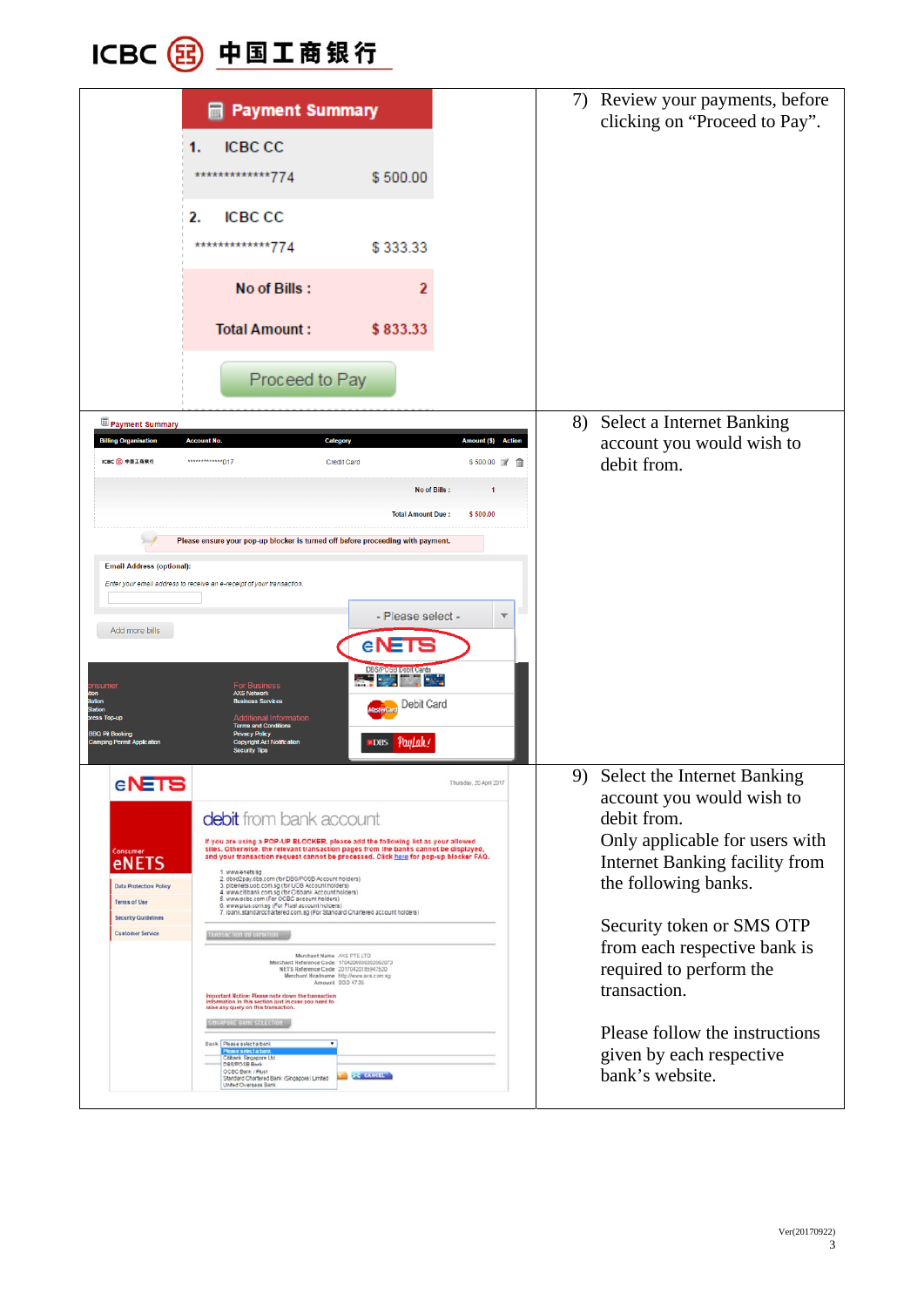| | |
|---|---|
| **Payment Summary**<br>1. ICBC CC *************774 $ 500.00<br>2. ICBC CC *************774 $ 333.33<br>No of Bills : 2<br>Total Amount : $ 833.33<br>Proceed to Pay | 7) Review your payments, before clicking on “Proceed to Pay”. |
| | 8) Select a Internet Banking account you would wish to debit from. |
| | 9) Select the Internet Banking account you would wish to debit from.<br>Only applicable for users with Internet Banking facility from the following banks.<br><br>Security token or SMS OTP from each respective bank is required to perform the transaction.<br><br>Please follow the instructions given by each respective bank’s website. |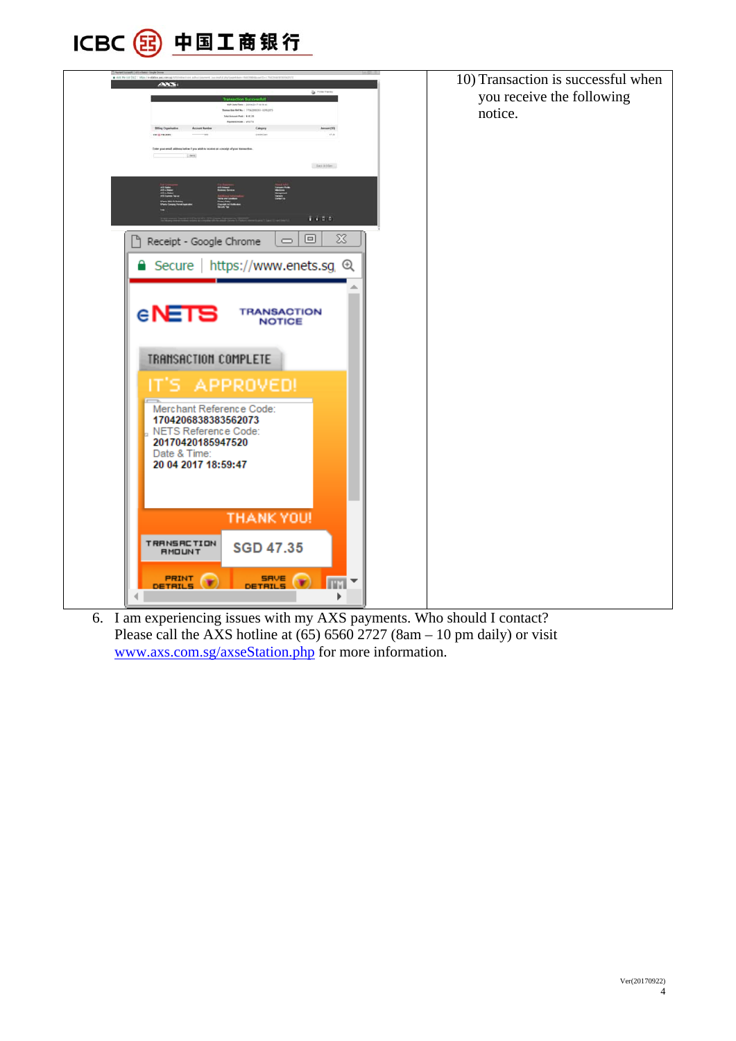| | |
|---|---|
| | 10) Transaction is successful when you receive the following notice. |

6. I am experiencing issues with my AXS payments. Who should I contact?
   Please call the AXS hotline at (65) 6560 2727 (8am – 10 pm daily) or visit [www.axs.com.sg/axseStation.php](www.axs.com.sg/axseStation.php) for more information.

Ver(20170922)